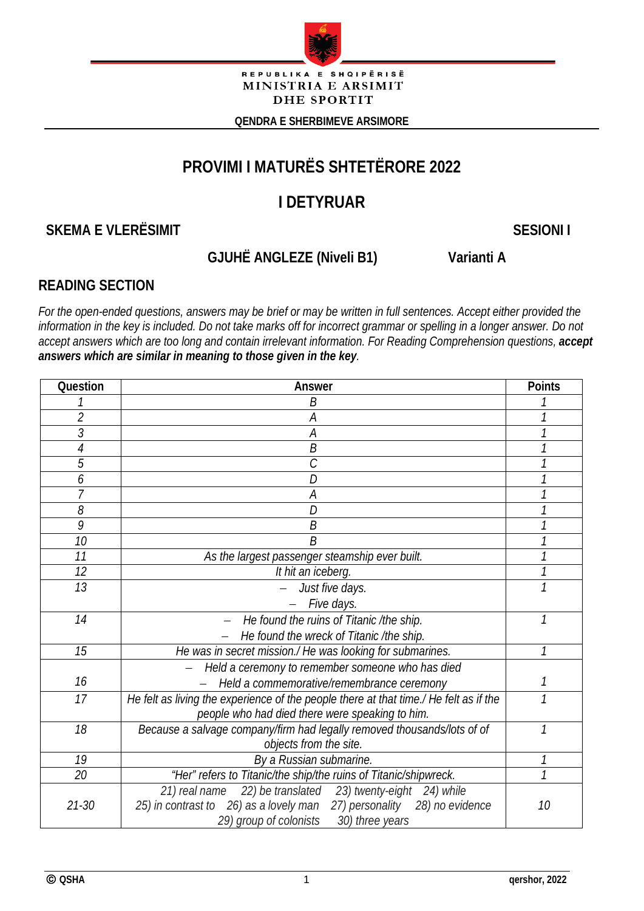REPUBLIKA E SHQIPËRISË
MINISTRIA E ARSIMIT
DHE SPORTIT

**QENDRA E SHERBIMEVE ARSIMORE**

# PROVIMI I MATURËS SHTETËRORE 2022

## I DETYRUAR

**SKEMA E VLERËSIMIT** **SESIONI I**

**GJUHË ANGLEZE (Niveli B1)** **Varianti A**

## READING SECTION

*For the open-ended questions, answers may be brief or may be written in full sentences. Accept either provided the information in the key is included. Do not take marks off for incorrect grammar or spelling in a longer answer. Do not accept answers which are too long and contain irrelevant information. For Reading Comprehension questions,* ***accept answers which are similar in meaning to those given in the key****.*

| Question | Answer | Points |
|---|---|---|
| 1 | B | 1 |
| 2 | A | 1 |
| 3 | A | 1 |
| 4 | B | 1 |
| 5 | C | 1 |
| 6 | D | 1 |
| 7 | A | 1 |
| 8 | D | 1 |
| 9 | B | 1 |
| 10 | B | 1 |
| 11 | As the largest passenger steamship ever built. | 1 |
| 12 | It hit an iceberg. | 1 |
| 13 | – Just five days.<br>– Five days. | 1 |
| 14 | – He found the ruins of Titanic /the ship.<br>– He found the wreck of Titanic /the ship. | 1 |
| 15 | He was in secret mission./ He was looking for submarines. | 1 |
| 16 | – Held a ceremony to remember someone who has died<br>– Held a commemorative/remembrance ceremony | 1 |
| 17 | He felt as living the experience of the people there at that time./ He felt as if the people who had died there were speaking to him. | 1 |
| 18 | Because a salvage company/firm had legally removed thousands/lots of of objects from the site. | 1 |
| 19 | By a Russian submarine. | 1 |
| 20 | "Her" refers to Titanic/the ship/the ruins of Titanic/shipwreck. | 1 |
| 21-30 | 21) real name 22) be translated 23) twenty-eight 24) while 25) in contrast to 26) as a lovely man 27) personality 28) no evidence 29) group of colonists 30) three years | 10 |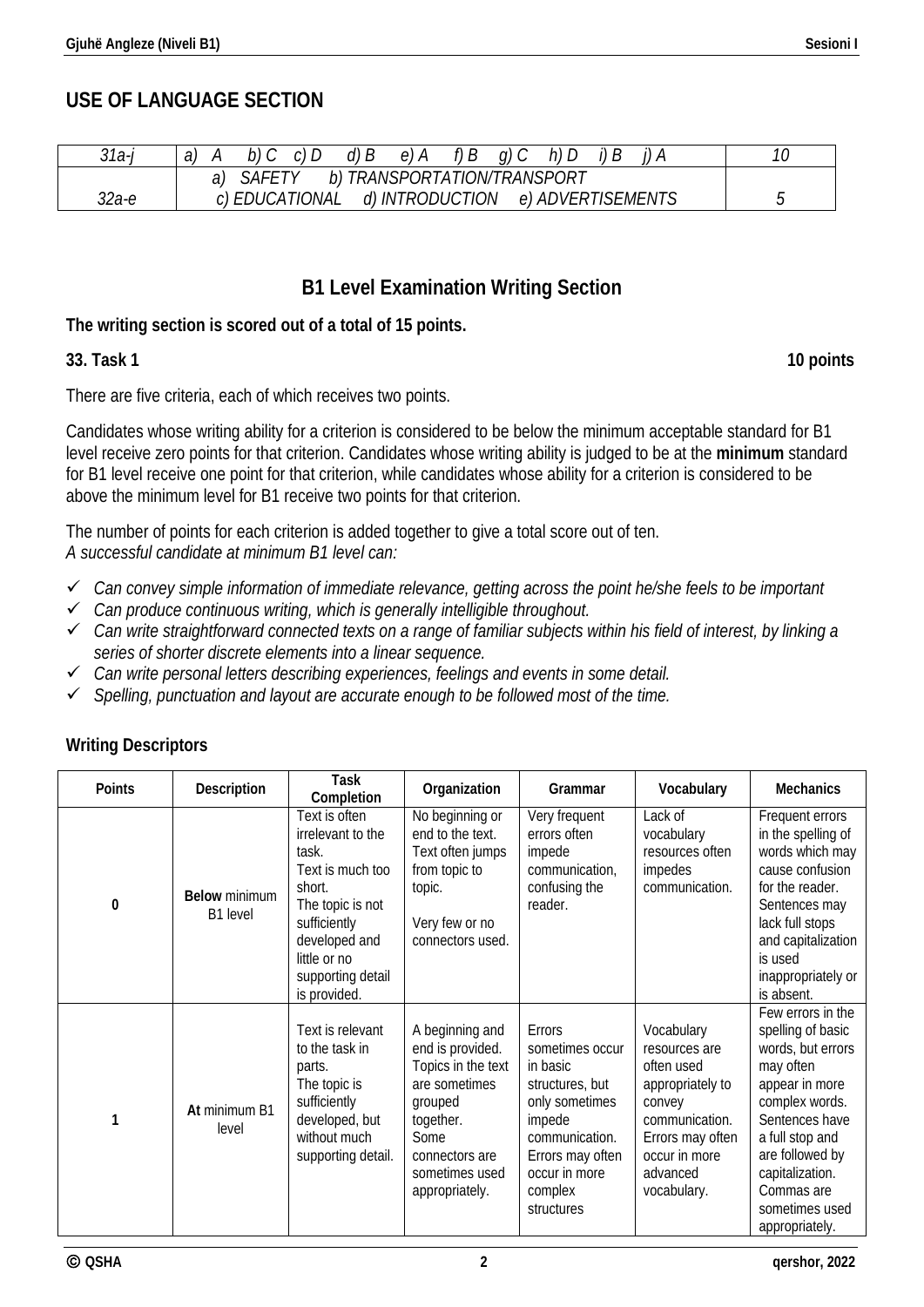## USE OF LANGUAGE SECTION

| | | |
|---|---|---|
| *31a-j* | *a) A b) C c) D d) B e) A f) B g) C h) D i) B j) A* | *10* |
| *32a-e* | *a) SAFETY b) TRANSPORTATION/TRANSPORT c) EDUCATIONAL d) INTRODUCTION e) ADVERTISEMENTS* | *5* |

## B1 Level Examination Writing Section

**The writing section is scored out of a total of 15 points.**

**33. Task 1** **10 points**

There are five criteria, each of which receives two points.

Candidates whose writing ability for a criterion is considered to be below the minimum acceptable standard for B1 level receive zero points for that criterion. Candidates whose writing ability is judged to be at the **minimum** standard for B1 level receive one point for that criterion, while candidates whose ability for a criterion is considered to be above the minimum level for B1 receive two points for that criterion.

The number of points for each criterion is added together to give a total score out of ten.
*A successful candidate at minimum B1 level can:*

- ✓ *Can convey simple information of immediate relevance, getting across the point he/she feels to be important*
- ✓ *Can produce continuous writing, which is generally intelligible throughout.*
- ✓ *Can write straightforward connected texts on a range of familiar subjects within his field of interest, by linking a series of shorter discrete elements into a linear sequence.*
- ✓ *Can write personal letters describing experiences, feelings and events in some detail.*
- ✓ *Spelling, punctuation and layout are accurate enough to be followed most of the time.*

**Writing Descriptors**

| Points | Description | Task Completion | Organization | Grammar | Vocabulary | Mechanics |
|---|---|---|---|---|---|---|
| **0** | **Below** minimum B1 level | Text is often irrelevant to the task. Text is much too short. The topic is not sufficiently developed and little or no supporting detail is provided. | No beginning or end to the text. Text often jumps from topic to topic. Very few or no connectors used. | Very frequent errors often impede communication, confusing the reader. | Lack of vocabulary resources often impedes communication. | Frequent errors in the spelling of words which may cause confusion for the reader. Sentences may lack full stops and capitalization is used inappropriately or is absent. |
| **1** | **At** minimum B1 level | Text is relevant to the task in parts. The topic is sufficiently developed, but without much supporting detail. | A beginning and end is provided. Topics in the text are sometimes grouped together. Some connectors are sometimes used appropriately. | Errors sometimes occur in basic structures, but only sometimes impede communication. Errors may often occur in more complex structures | Vocabulary resources are often used appropriately to convey communication. Errors may often occur in more advanced vocabulary. | Few errors in the spelling of basic words, but errors may often appear in more complex words. Sentences have a full stop and are followed by capitalization. Commas are sometimes used appropriately. |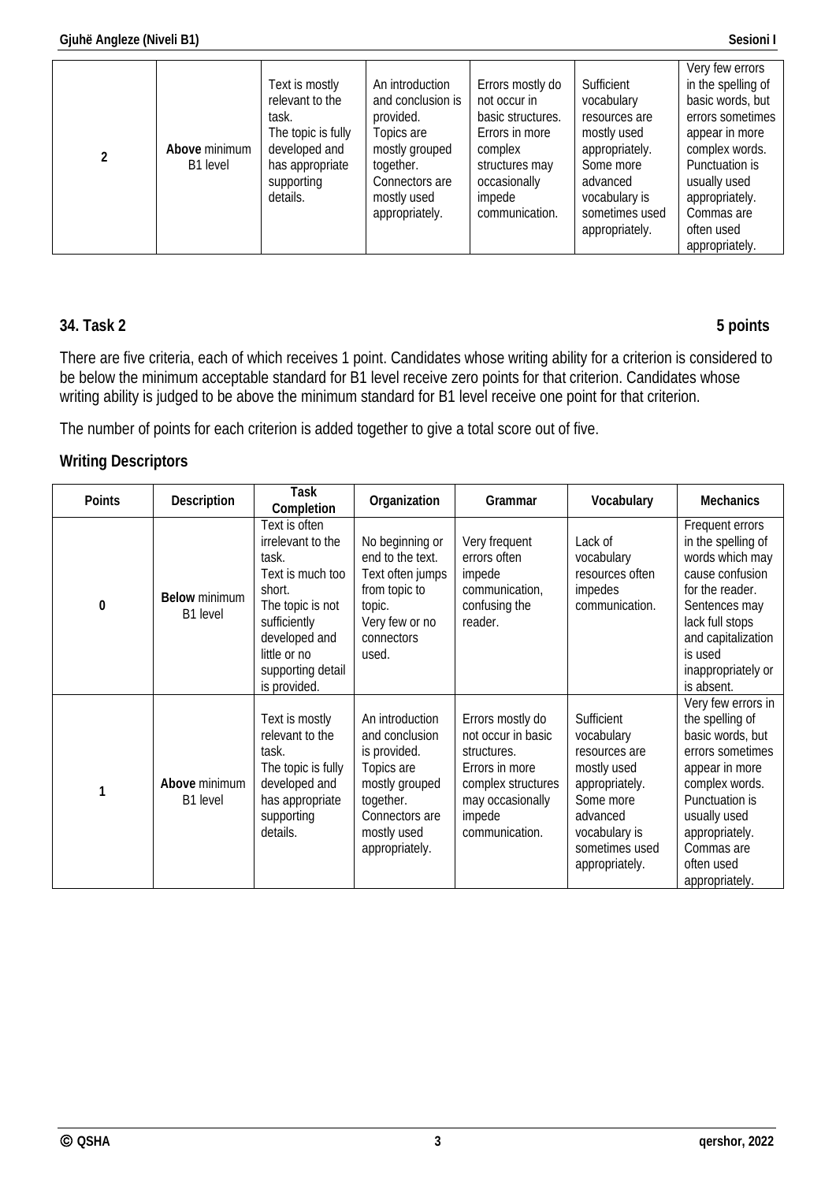| | | | | | | |
|---|---|---|---|---|---|---|
| 2 | **Above** minimum B1 level | Text is mostly relevant to the task. The topic is fully developed and has appropriate supporting details. | An introduction and conclusion is provided. Topics are mostly grouped together. Connectors are mostly used appropriately. | Errors mostly do not occur in basic structures. Errors in more complex structures may occasionally impede communication. | Sufficient vocabulary resources are mostly used appropriately. Some more advanced vocabulary is sometimes used appropriately. | Very few errors in the spelling of basic words, but errors sometimes appear in more complex words. Punctuation is usually used appropriately. Commas are often used appropriately. |

**34. Task 2** **5 points**

There are five criteria, each of which receives 1 point. Candidates whose writing ability for a criterion is considered to be below the minimum acceptable standard for B1 level receive zero points for that criterion. Candidates whose writing ability is judged to be above the minimum standard for B1 level receive one point for that criterion.

The number of points for each criterion is added together to give a total score out of five.

**Writing Descriptors**

| Points | Description | Task Completion | Organization | Grammar | Vocabulary | Mechanics |
|---|---|---|---|---|---|---|
| 0 | **Below** minimum B1 level | Text is often irrelevant to the task. Text is much too short. The topic is not sufficiently developed and little or no supporting detail is provided. | No beginning or end to the text. Text often jumps from topic to topic. Very few or no connectors used. | Very frequent errors often impede communication, confusing the reader. | Lack of vocabulary resources often impedes communication. | Frequent errors in the spelling of words which may cause confusion for the reader. Sentences may lack full stops and capitalization is used inappropriately or is absent. |
| 1 | **Above** minimum B1 level | Text is mostly relevant to the task. The topic is fully developed and has appropriate supporting details. | An introduction and conclusion is provided. Topics are mostly grouped together. Connectors are mostly used appropriately. | Errors mostly do not occur in basic structures. Errors in more complex structures may occasionally impede communication. | Sufficient vocabulary resources are mostly used appropriately. Some more advanced vocabulary is sometimes used appropriately. | Very few errors in the spelling of basic words, but errors sometimes appear in more complex words. Punctuation is usually used appropriately. Commas are often used appropriately. |